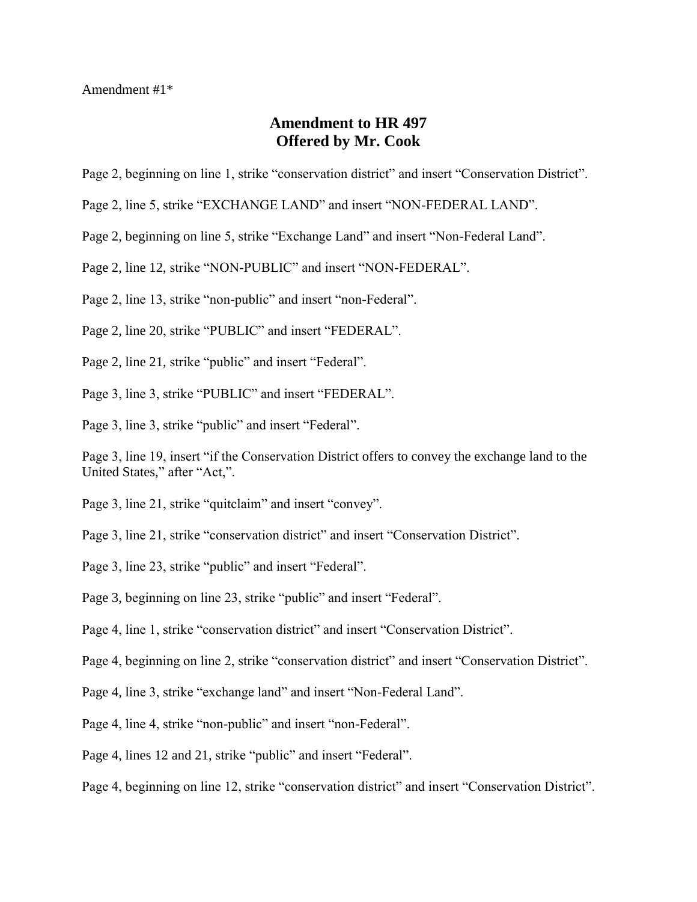Amendment #1*

# Amendment to HR 497
# Offered by Mr. Cook

Page 2, beginning on line 1, strike "conservation district" and insert "Conservation District".

Page 2, line 5, strike "EXCHANGE LAND" and insert "NON-FEDERAL LAND".

Page 2, beginning on line 5, strike "Exchange Land" and insert "Non-Federal Land".

Page 2, line 12, strike "NON-PUBLIC" and insert "NON-FEDERAL".

Page 2, line 13, strike "non-public" and insert "non-Federal".

Page 2, line 20, strike "PUBLIC" and insert "FEDERAL".

Page 2, line 21, strike "public" and insert "Federal".

Page 3, line 3, strike "PUBLIC" and insert "FEDERAL".

Page 3, line 3, strike "public" and insert "Federal".

Page 3, line 19, insert "if the Conservation District offers to convey the exchange land to the United States," after "Act,".

Page 3, line 21, strike "quitclaim" and insert "convey".

Page 3, line 21, strike "conservation district" and insert "Conservation District".

Page 3, line 23, strike "public" and insert "Federal".

Page 3, beginning on line 23, strike "public" and insert "Federal".

Page 4, line 1, strike "conservation district" and insert "Conservation District".

Page 4, beginning on line 2, strike "conservation district" and insert "Conservation District".

Page 4, line 3, strike "exchange land" and insert "Non-Federal Land".

Page 4, line 4, strike "non-public" and insert "non-Federal".

Page 4, lines 12 and 21, strike "public" and insert "Federal".

Page 4, beginning on line 12, strike "conservation district" and insert "Conservation District".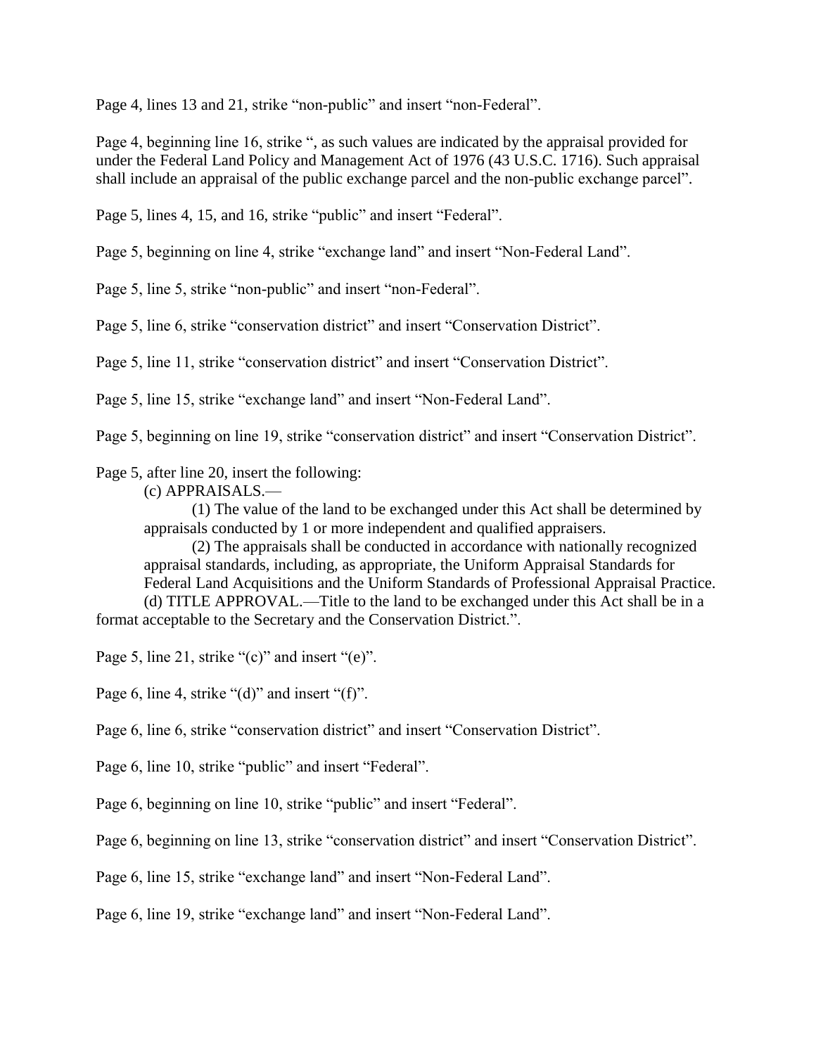Page 4, lines 13 and 21, strike "non-public" and insert "non-Federal".

Page 4, beginning line 16, strike ", as such values are indicated by the appraisal provided for under the Federal Land Policy and Management Act of 1976 (43 U.S.C. 1716). Such appraisal shall include an appraisal of the public exchange parcel and the non-public exchange parcel".

Page 5, lines 4, 15, and 16, strike "public" and insert "Federal".

Page 5, beginning on line 4, strike "exchange land" and insert "Non-Federal Land".

Page 5, line 5, strike "non-public" and insert "non-Federal".

Page 5, line 6, strike "conservation district" and insert "Conservation District".

Page 5, line 11, strike "conservation district" and insert "Conservation District".

Page 5, line 15, strike "exchange land" and insert "Non-Federal Land".

Page 5, beginning on line 19, strike "conservation district" and insert "Conservation District".

Page 5, after line 20, insert the following:

(c) APPRAISALS.—

(1) The value of the land to be exchanged under this Act shall be determined by appraisals conducted by 1 or more independent and qualified appraisers.

(2) The appraisals shall be conducted in accordance with nationally recognized appraisal standards, including, as appropriate, the Uniform Appraisal Standards for Federal Land Acquisitions and the Uniform Standards of Professional Appraisal Practice.

(d) TITLE APPROVAL.—Title to the land to be exchanged under this Act shall be in a format acceptable to the Secretary and the Conservation District.".

Page 5, line 21, strike "(c)" and insert "(e)".

Page 6, line 4, strike "(d)" and insert "(f)".

Page 6, line 6, strike "conservation district" and insert "Conservation District".

Page 6, line 10, strike "public" and insert "Federal".

Page 6, beginning on line 10, strike "public" and insert "Federal".

Page 6, beginning on line 13, strike "conservation district" and insert "Conservation District".

Page 6, line 15, strike "exchange land" and insert "Non-Federal Land".

Page 6, line 19, strike "exchange land" and insert "Non-Federal Land".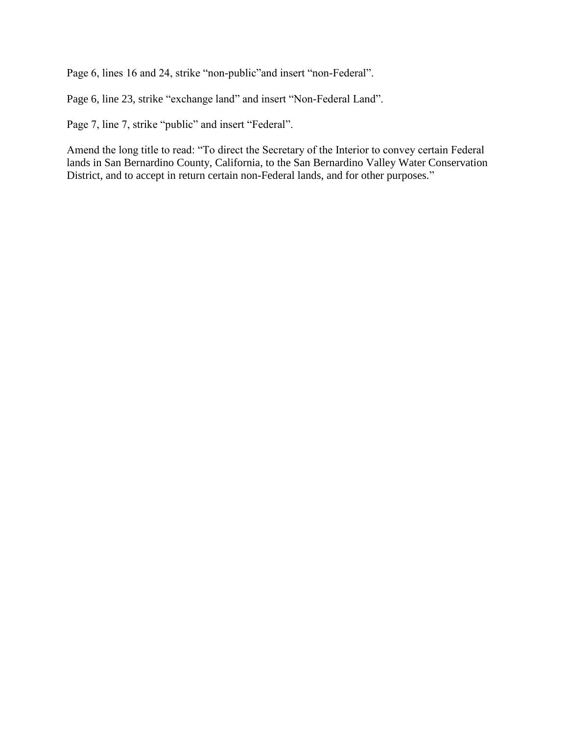Page 6, lines 16 and 24, strike “non-public”and insert “non-Federal”.

Page 6, line 23, strike “exchange land” and insert “Non-Federal Land”.

Page 7, line 7, strike “public” and insert “Federal”.

Amend the long title to read: “To direct the Secretary of the Interior to convey certain Federal lands in San Bernardino County, California, to the San Bernardino Valley Water Conservation District, and to accept in return certain non-Federal lands, and for other purposes.”